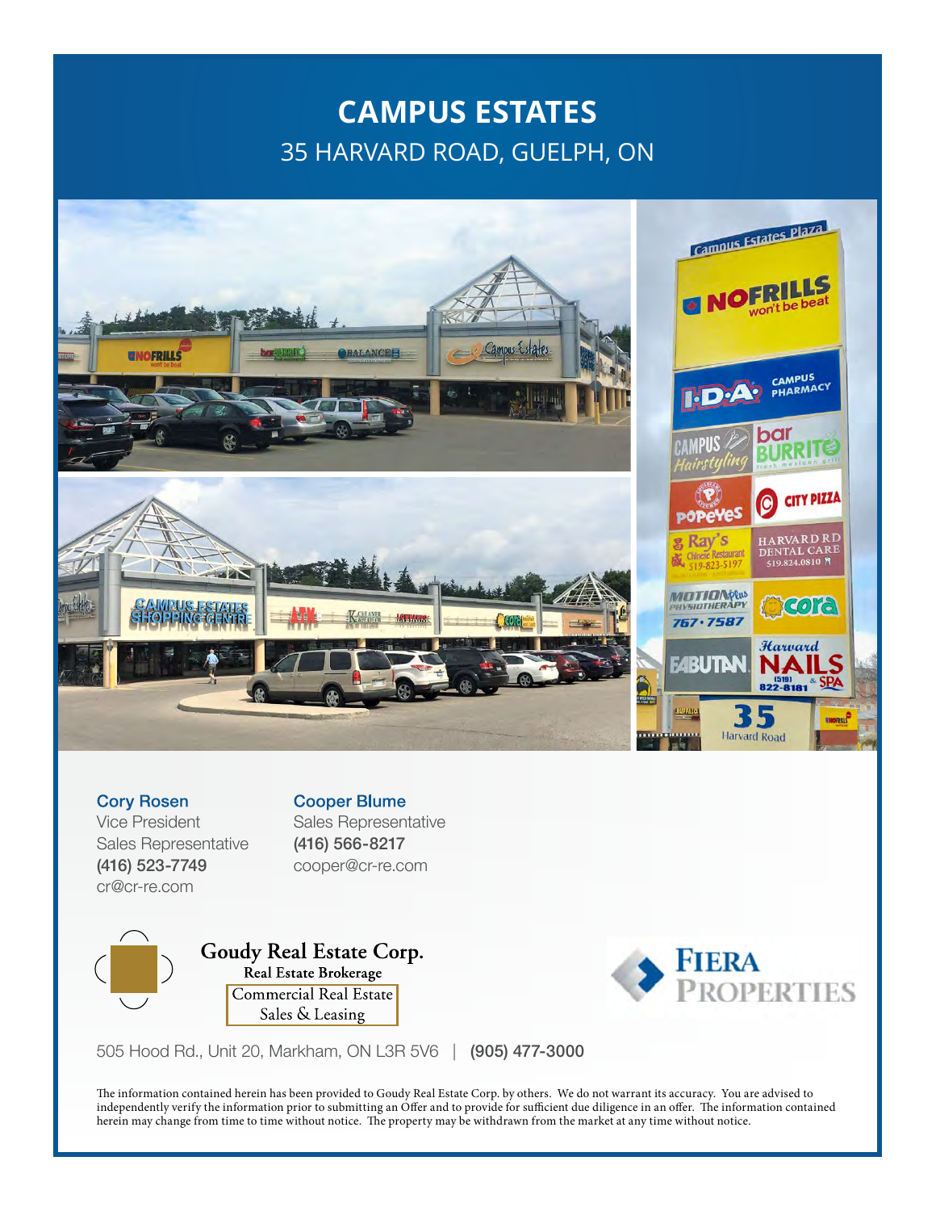# CAMPUS ESTATES

## 35 HARVARD ROAD, GUELPH, ON

**Cory Rosen**
Vice President
Sales Representative
**(416) 523-7749**
cr@cr-re.com

**Cooper Blume**
Sales Representative
**(416) 566-8217**
cooper@cr-re.com

**Goudy Real Estate Corp.**
**Real Estate Brokerage**
Commercial Real Estate
Sales & Leasing

FIERA PROPERTIES

505 Hood Rd., Unit 20, Markham, ON L3R 5V6 | **(905) 477-3000**

The information contained herein has been provided to Goudy Real Estate Corp. by others. We do not warrant its accuracy. You are advised to independently verify the information prior to submitting an Offer and to provide for sufficient due diligence in an offer. The information contained herein may change from time to time without notice. The property may be withdrawn from the market at any time without notice.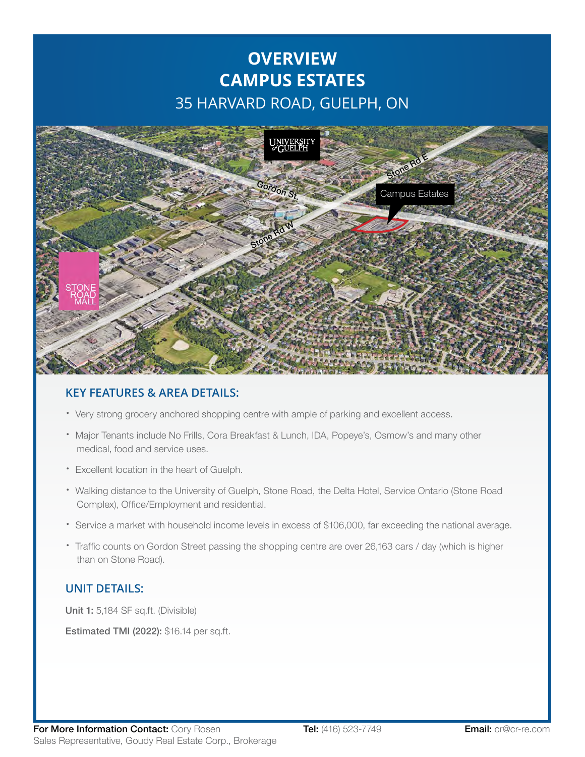# OVERVIEW
# CAMPUS ESTATES
## 35 HARVARD ROAD, GUELPH, ON

### KEY FEATURES & AREA DETAILS:

- Very strong grocery anchored shopping centre with ample of parking and excellent access.
- Major Tenants include No Frills, Cora Breakfast & Lunch, IDA, Popeye's, Osmow's and many other medical, food and service uses.
- Excellent location in the heart of Guelph.
- Walking distance to the University of Guelph, Stone Road, the Delta Hotel, Service Ontario (Stone Road Complex), Office/Employment and residential.
- Service a market with household income levels in excess of $106,000, far exceeding the national average.
- Traffic counts on Gordon Street passing the shopping centre are over 26,163 cars / day (which is higher than on Stone Road).

### UNIT DETAILS:

**Unit 1:** 5,184 SF sq.ft. (Divisible)

**Estimated TMI (2022):** $16.14 per sq.ft.

**For More Information Contact:** Cory Rosen
Sales Representative, Goudy Real Estate Corp., Brokerage

**Tel:** (416) 523-7749

**Email:** cr@cr-re.com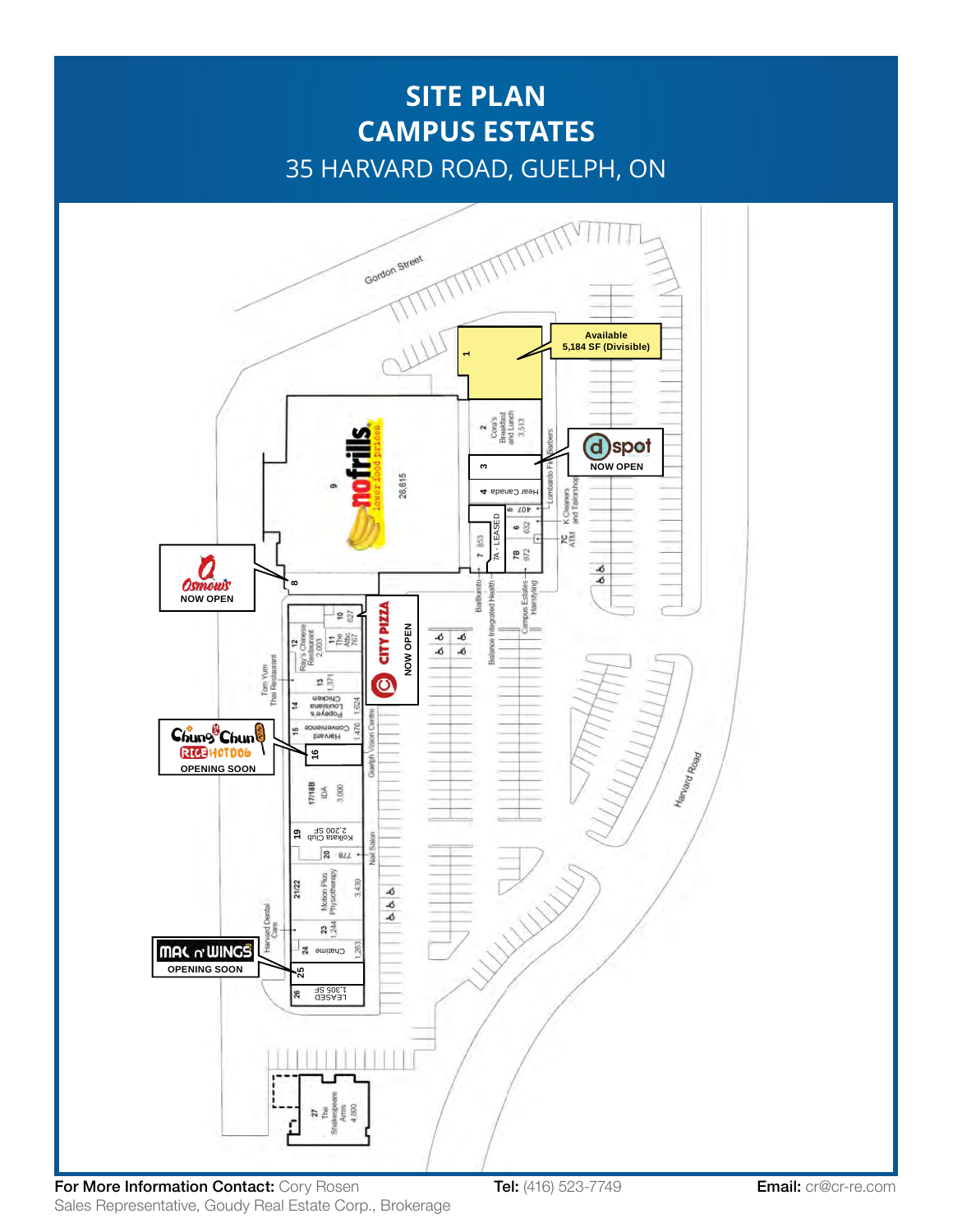# SITE PLAN
# CAMPUS ESTATES

## 35 HARVARD ROAD, GUELPH, ON

Gordon Street

Harvard Road

**Available 5,184 SF (Divisible)**

| Unit | Tenant | SF |
|---|---|---|
| 1 | Available | 5,184 SF (Divisible) |
| 2 | Cora's Breakfast and Lunch | 3,513 |
| 3 | dspot – NOW OPEN | |
| 4 | Hear Canada | |
| 5 | | 407 |
| 6 | | 632 |
| 7 | BarBurrito | 853 |
| 7A | LEASED | |
| 7B | | 972 |
| 7C | ATM | |
| 8 | Osmow's – NOW OPEN | |
| 9 | nofrills | 26,615 |
| 10 | City Pizza – NOW OPEN | 627 |
| 11 | The Attic | 767 |
| 12 | Ray's Chinese Restaurant | 2,003 |
| 13 | | 1,371 |
| 14 | Popeye's Louisiana Chicken | 1,624 |
| 15 | Harvard Convenience | 1,476 |
| 16 | Chung Chun Rice Hotdog – OPENING SOON | |
| 17/18B | IDA | 3,000 |
| 19 | Kolkata Club | 2,200 SF |
| 20 | | 778 |
| 21/22 | Motion Plus Physiotherapy | 3,439 |
| 23 | | 1,244 |
| 24 | Chatime | 1,263 |
| 25 | Mac n' Wings – OPENING SOON | |
| 26 | LEASED | 1,305 SF |
| 27 | The Shakespeare Arms | 4,800 |

Other tenants shown: Lombardo Fine Barbers, K Cleaners and Tailorshop, Balance Integrated Health, Campus Estates Hairstyling, Tom Yum Thai Restaurant, Guelph Vision Centre, Nail Salon, Harvard Dental Care

**For More Information Contact:** Cory Rosen
Sales Representative, Goudy Real Estate Corp., Brokerage

**Tel:** (416) 523-7749

**Email:** cr@cr-re.com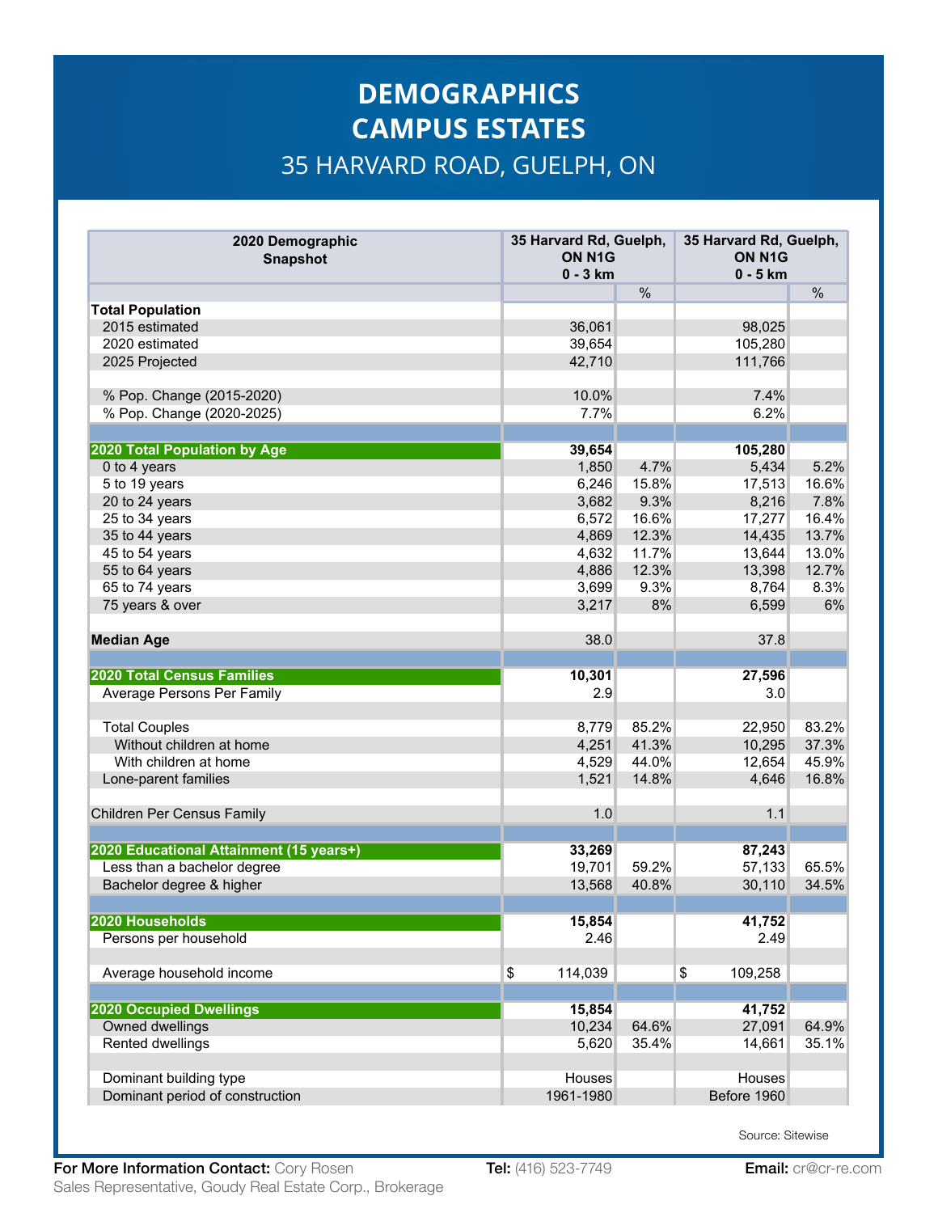# DEMOGRAPHICS
# CAMPUS ESTATES
## 35 HARVARD ROAD, GUELPH, ON

| 2020 Demographic Snapshot | 35 Harvard Rd, Guelph, ON N1G 0 - 3 km | | 35 Harvard Rd, Guelph, ON N1G 0 - 5 km | |
|---|---|---|---|---|
| | | % | | % |
| **Total Population** | | | | |
| 2015 estimated | 36,061 | | 98,025 | |
| 2020 estimated | 39,654 | | 105,280 | |
| 2025 Projected | 42,710 | | 111,766 | |
| % Pop. Change (2015-2020) | 10.0% | | 7.4% | |
| % Pop. Change (2020-2025) | 7.7% | | 6.2% | |
| **2020 Total Population by Age** | **39,654** | | **105,280** | |
| 0 to 4 years | 1,850 | 4.7% | 5,434 | 5.2% |
| 5 to 19 years | 6,246 | 15.8% | 17,513 | 16.6% |
| 20 to 24 years | 3,682 | 9.3% | 8,216 | 7.8% |
| 25 to 34 years | 6,572 | 16.6% | 17,277 | 16.4% |
| 35 to 44 years | 4,869 | 12.3% | 14,435 | 13.7% |
| 45 to 54 years | 4,632 | 11.7% | 13,644 | 13.0% |
| 55 to 64 years | 4,886 | 12.3% | 13,398 | 12.7% |
| 65 to 74 years | 3,699 | 9.3% | 8,764 | 8.3% |
| 75 years & over | 3,217 | 8% | 6,599 | 6% |
| **Median Age** | 38.0 | | 37.8 | |
| **2020 Total Census Families** | **10,301** | | **27,596** | |
| Average Persons Per Family | 2.9 | | 3.0 | |
| Total Couples | 8,779 | 85.2% | 22,950 | 83.2% |
| Without children at home | 4,251 | 41.3% | 10,295 | 37.3% |
| With children at home | 4,529 | 44.0% | 12,654 | 45.9% |
| Lone-parent families | 1,521 | 14.8% | 4,646 | 16.8% |
| Children Per Census Family | 1.0 | | 1.1 | |
| **2020 Educational Attainment (15 years+)** | **33,269** | | **87,243** | |
| Less than a bachelor degree | 19,701 | 59.2% | 57,133 | 65.5% |
| Bachelor degree & higher | 13,568 | 40.8% | 30,110 | 34.5% |
| **2020 Households** | **15,854** | | **41,752** | |
| Persons per household | 2.46 | | 2.49 | |
| Average household income | $ 114,039 | | $ 109,258 | |
| **2020 Occupied Dwellings** | **15,854** | | **41,752** | |
| Owned dwellings | 10,234 | 64.6% | 27,091 | 64.9% |
| Rented dwellings | 5,620 | 35.4% | 14,661 | 35.1% |
| Dominant building type | Houses | | Houses | |
| Dominant period of construction | 1961-1980 | | Before 1960 | |

Source: Sitewise

**For More Information Contact:** Cory Rosen
Sales Representative, Goudy Real Estate Corp., Brokerage
**Tel:** (416) 523-7749
**Email:** cr@cr-re.com